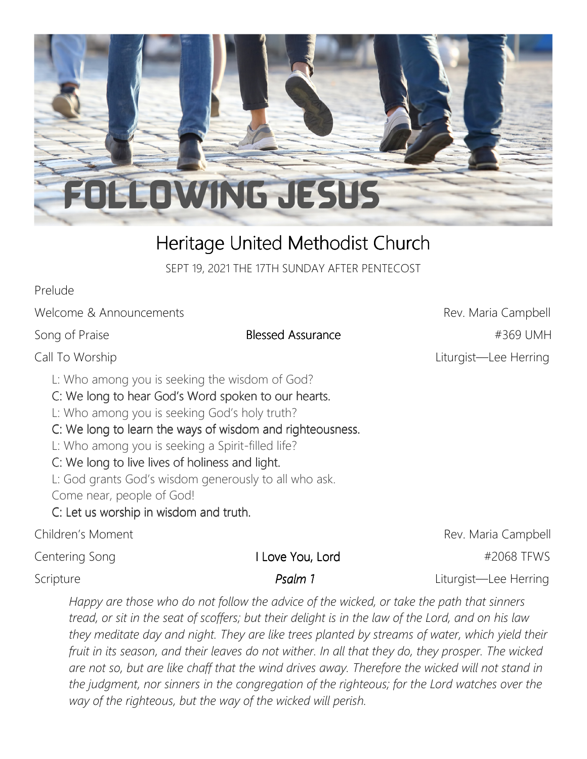# FOLLOWING JESUS

## Heritage United Methodist Church

SEPT 19, 2021 THE 17TH SUNDAY AFTER PENTECOST

Prelude

Welcome & Announcements — Rev. Maria Campbell

Song of Praise — **Blessed Assurance** — #369 UMH

Call To Worship — Liturgist—Lee Herring

L: Who among you is seeking the wisdom of God?

C: We long to hear God's Word spoken to our hearts.

L: Who among you is seeking God's holy truth?

C: We long to learn the ways of wisdom and righteousness.

L: Who among you is seeking a Spirit-filled life?

C: We long to live lives of holiness and light.

L: God grants God's wisdom generously to all who ask.
Come near, people of God!

C: Let us worship in wisdom and truth.

Children's Moment — Rev. Maria Campbell

Centering Song — **I Love You, Lord** — #2068 TFWS

Scripture — ***Psalm 1*** — Liturgist—Lee Herring

*Happy are those who do not follow the advice of the wicked, or take the path that sinners tread, or sit in the seat of scoffers; but their delight is in the law of the Lord, and on his law they meditate day and night. They are like trees planted by streams of water, which yield their fruit in its season, and their leaves do not wither. In all that they do, they prosper. The wicked are not so, but are like chaff that the wind drives away. Therefore the wicked will not stand in the judgment, nor sinners in the congregation of the righteous; for the Lord watches over the way of the righteous, but the way of the wicked will perish.*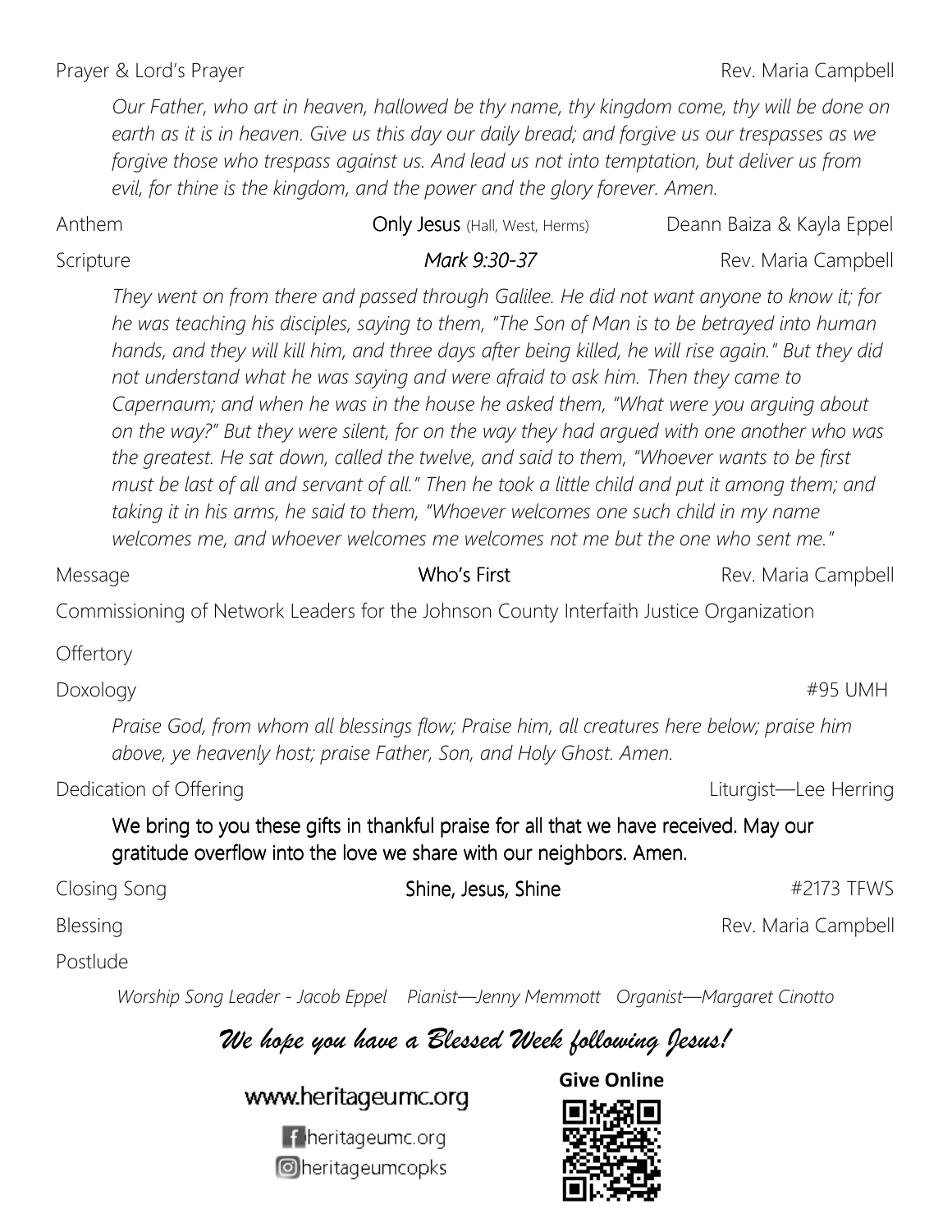Prayer & Lord's Prayer — Rev. Maria Campbell

*Our Father, who art in heaven, hallowed be thy name, thy kingdom come, thy will be done on earth as it is in heaven. Give us this day our daily bread; and forgive us our trespasses as we forgive those who trespass against us. And lead us not into temptation, but deliver us from evil, for thine is the kingdom, and the power and the glory forever. Amen.*

Anthem — **Only Jesus** (Hall, West, Herms) — Deann Baiza & Kayla Eppel

Scripture — *Mark 9:30-37* — Rev. Maria Campbell

*They went on from there and passed through Galilee. He did not want anyone to know it; for he was teaching his disciples, saying to them, "The Son of Man is to be betrayed into human hands, and they will kill him, and three days after being killed, he will rise again." But they did not understand what he was saying and were afraid to ask him. Then they came to Capernaum; and when he was in the house he asked them, "What were you arguing about on the way?" But they were silent, for on the way they had argued with one another who was the greatest. He sat down, called the twelve, and said to them, "Whoever wants to be first must be last of all and servant of all." Then he took a little child and put it among them; and taking it in his arms, he said to them, "Whoever welcomes one such child in my name welcomes me, and whoever welcomes me welcomes not me but the one who sent me."*

Message — **Who's First** — Rev. Maria Campbell

Commissioning of Network Leaders for the Johnson County Interfaith Justice Organization

Offertory

Doxology — #95 UMH

*Praise God, from whom all blessings flow; Praise him, all creatures here below; praise him above, ye heavenly host; praise Father, Son, and Holy Ghost. Amen.*

Dedication of Offering — Liturgist—Lee Herring

**We bring to you these gifts in thankful praise for all that we have received. May our gratitude overflow into the love we share with our neighbors. Amen.**

Closing Song — **Shine, Jesus, Shine** — #2173 TFWS

Blessing — Rev. Maria Campbell

Postlude

*Worship Song Leader - Jacob Eppel   Pianist—Jenny Memmott   Organist—Margaret Cinotto*

***We hope you have a Blessed Week following Jesus!***

www.heritageumc.org

heritageumc.org

heritageumcopks

**Give Online**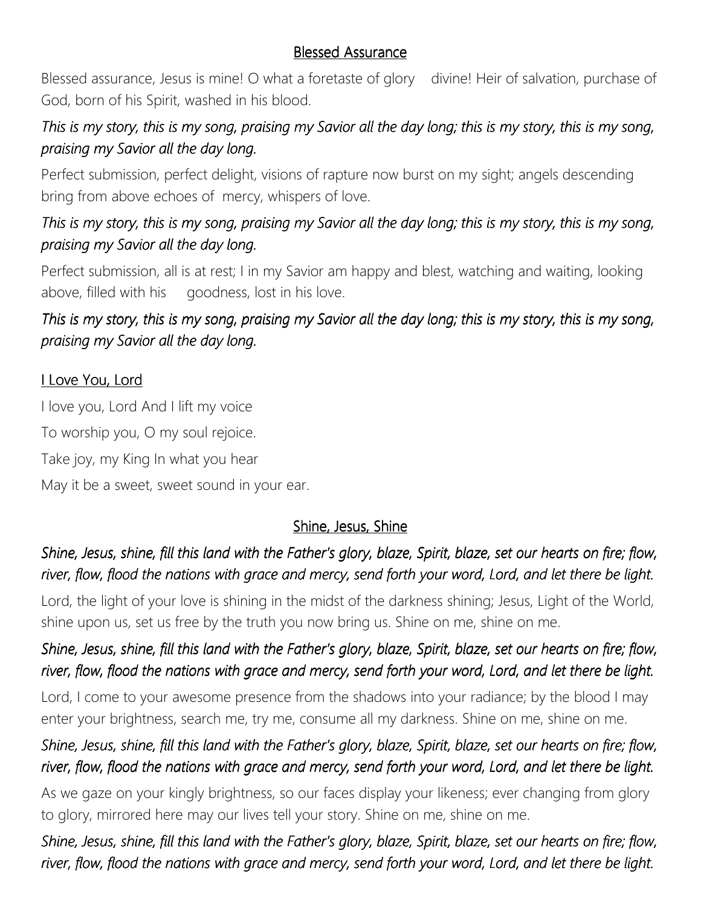## Blessed Assurance

Blessed assurance, Jesus is mine! O what a foretaste of glory divine! Heir of salvation, purchase of God, born of his Spirit, washed in his blood.

*This is my story, this is my song, praising my Savior all the day long; this is my story, this is my song, praising my Savior all the day long.*

Perfect submission, perfect delight, visions of rapture now burst on my sight; angels descending bring from above echoes of mercy, whispers of love.

*This is my story, this is my song, praising my Savior all the day long; this is my story, this is my song, praising my Savior all the day long.*

Perfect submission, all is at rest; I in my Savior am happy and blest, watching and waiting, looking above, filled with his goodness, lost in his love.

*This is my story, this is my song, praising my Savior all the day long; this is my story, this is my song, praising my Savior all the day long.*

## I Love You, Lord

I love you, Lord And I lift my voice

To worship you, O my soul rejoice.

Take joy, my King In what you hear

May it be a sweet, sweet sound in your ear.

## Shine, Jesus, Shine

*Shine, Jesus, shine, fill this land with the Father's glory, blaze, Spirit, blaze, set our hearts on fire; flow, river, flow, flood the nations with grace and mercy, send forth your word, Lord, and let there be light.*

Lord, the light of your love is shining in the midst of the darkness shining; Jesus, Light of the World, shine upon us, set us free by the truth you now bring us. Shine on me, shine on me.

*Shine, Jesus, shine, fill this land with the Father's glory, blaze, Spirit, blaze, set our hearts on fire; flow, river, flow, flood the nations with grace and mercy, send forth your word, Lord, and let there be light.*

Lord, I come to your awesome presence from the shadows into your radiance; by the blood I may enter your brightness, search me, try me, consume all my darkness. Shine on me, shine on me.

*Shine, Jesus, shine, fill this land with the Father's glory, blaze, Spirit, blaze, set our hearts on fire; flow, river, flow, flood the nations with grace and mercy, send forth your word, Lord, and let there be light.*

As we gaze on your kingly brightness, so our faces display your likeness; ever changing from glory to glory, mirrored here may our lives tell your story. Shine on me, shine on me.

*Shine, Jesus, shine, fill this land with the Father's glory, blaze, Spirit, blaze, set our hearts on fire; flow, river, flow, flood the nations with grace and mercy, send forth your word, Lord, and let there be light.*